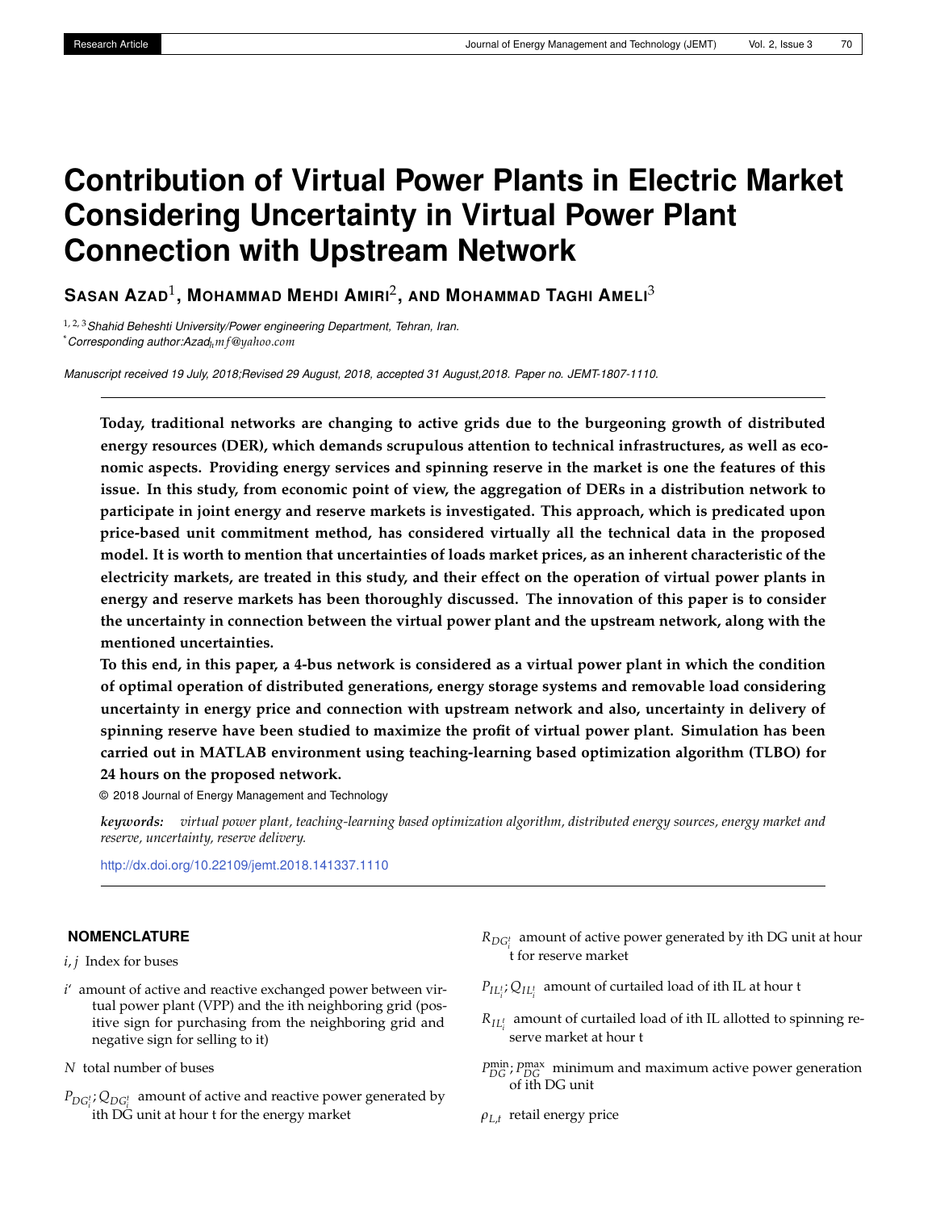# Contribution of Virtual Power Plants in Electric Market Considering Uncertainty in Virtual Power Plant Connection with Upstream Network

**Sasan Azad**[1], **Mohammad Mehdi Amiri**[2], **and Mohammad Taghi Ameli**[3]

[1, 2, 3] *Shahid Beheshti University/Power engineering Department, Tehran, Iran.*
[*] *Corresponding author:Azad$_h mf$@yahoo.com*

*Manuscript received 19 July, 2018;Revised 29 August, 2018, accepted 31 August,2018. Paper no. JEMT-1807-1110.*

---

**Today, traditional networks are changing to active grids due to the burgeoning growth of distributed energy resources (DER), which demands scrupulous attention to technical infrastructures, as well as economic aspects. Providing energy services and spinning reserve in the market is one the features of this issue. In this study, from economic point of view, the aggregation of DERs in a distribution network to participate in joint energy and reserve markets is investigated. This approach, which is predicated upon price-based unit commitment method, has considered virtually all the technical data in the proposed model. It is worth to mention that uncertainties of loads market prices, as an inherent characteristic of the electricity markets, are treated in this study, and their effect on the operation of virtual power plants in energy and reserve markets has been thoroughly discussed. The innovation of this paper is to consider the uncertainty in connection between the virtual power plant and the upstream network, along with the mentioned uncertainties.**

**To this end, in this paper, a 4-bus network is considered as a virtual power plant in which the condition of optimal operation of distributed generations, energy storage systems and removable load considering uncertainty in energy price and connection with upstream network and also, uncertainty in delivery of spinning reserve have been studied to maximize the profit of virtual power plant. Simulation has been carried out in MATLAB environment using teaching-learning based optimization algorithm (TLBO) for 24 hours on the proposed network.**

© 2018 Journal of Energy Management and Technology

***keywords:*** *virtual power plant, teaching-learning based optimization algorithm, distributed energy sources, energy market and reserve, uncertainty, reserve delivery.*

http://dx.doi.org/10.22109/jemt.2018.141337.1110

---

## NOMENCLATURE

$i, j$ Index for buses

$i'$ amount of active and reactive exchanged power between virtual power plant (VPP) and the ith neighboring grid (positive sign for purchasing from the neighboring grid and negative sign for selling to it)

$N$ total number of buses

$P_{DG_i^t}; Q_{DG_i^t}$ amount of active and reactive power generated by ith DG unit at hour t for the energy market

$R_{DG_i^t}$ amount of active power generated by ith DG unit at hour t for reserve market

$P_{IL_i^t}; Q_{IL_i^t}$ amount of curtailed load of ith IL at hour t

$R_{IL_i^t}$ amount of curtailed load of ith IL allotted to spinning reserve market at hour t

$P_{DG}^{\min}; P_{DG}^{\max}$ minimum and maximum active power generation of ith DG unit

$\rho_{L,t}$ retail energy price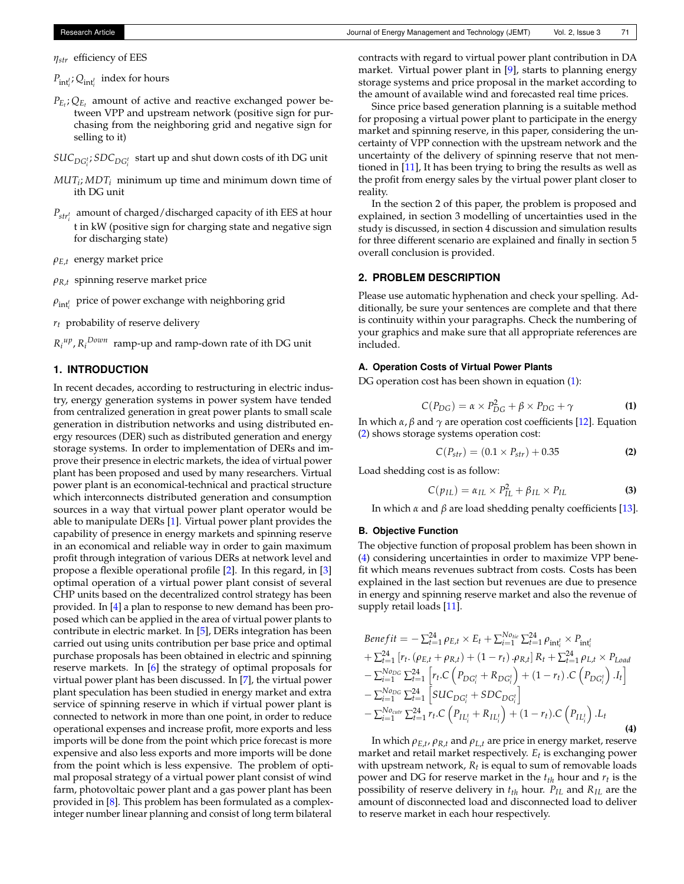$\eta_{str}$ efficiency of EES

$P_{\text{int}_i^t}; Q_{\text{int}_i^t}$ index for hours

$P_{E_t}; Q_{E_t}$ amount of active and reactive exchanged power between VPP and upstream network (positive sign for purchasing from the neighboring grid and negative sign for selling to it)

$SUC_{DG_i^t}; SDC_{DG_i^t}$ start up and shut down costs of ith DG unit

$MUT_i; MDT_i$ minimum up time and minimum down time of ith DG unit

$P_{str_i^t}$ amount of charged/discharged capacity of ith EES at hour t in kW (positive sign for charging state and negative sign for discharging state)

$\rho_{E,t}$ energy market price

$\rho_{R,t}$ spinning reserve market price

$\rho_{\text{int}_i^t}$ price of power exchange with neighboring grid

$r_t$ probability of reserve delivery

$R_i^{up}, R_i^{Down}$ ramp-up and ramp-down rate of ith DG unit

## 1. INTRODUCTION

In recent decades, according to restructuring in electric industry, energy generation systems in power system have tended from centralized generation in great power plants to small scale generation in distribution networks and using distributed energy resources (DER) such as distributed generation and energy storage systems. In order to implementation of DERs and improve their presence in electric markets, the idea of virtual power plant has been proposed and used by many researchers. Virtual power plant is an economical-technical and practical structure which interconnects distributed generation and consumption sources in a way that virtual power plant operator would be able to manipulate DERs [1]. Virtual power plant provides the capability of presence in energy markets and spinning reserve in an economical and reliable way in order to gain maximum profit through integration of various DERs at network level and propose a flexible operational profile [2]. In this regard, in [3] optimal operation of a virtual power plant consist of several CHP units based on the decentralized control strategy has been provided. In [4] a plan to response to new demand has been proposed which can be applied in the area of virtual power plants to contribute in electric market. In [5], DERs integration has been carried out using units contribution per base price and optimal purchase proposals has been obtained in electric and spinning reserve markets. In [6] the strategy of optimal proposals for virtual power plant has been discussed. In [7], the virtual power plant speculation has been studied in energy market and extra service of spinning reserve in which if virtual power plant is connected to network in more than one point, in order to reduce operational expenses and increase profit, more exports and less imports will be done from the point which price forecast is more expensive and also less exports and more imports will be done from the point which is less expensive. The problem of optimal proposal strategy of a virtual power plant consist of wind farm, photovoltaic power plant and a gas power plant has been provided in [8]. This problem has been formulated as a complex-integer number linear planning and consist of long term bilateral contracts with regard to virtual power plant contribution in DA market. Virtual power plant in [9], starts to planning energy storage systems and price proposal in the market according to the amount of available wind and forecasted real time prices.

Since price based generation planning is a suitable method for proposing a virtual power plant to participate in the energy market and spinning reserve, in this paper, considering the uncertainty of VPP connection with the upstream network and the uncertainty of the delivery of spinning reserve that not mentioned in [11], It has been trying to bring the results as well as the profit from energy sales by the virtual power plant closer to reality.

In the section 2 of this paper, the problem is proposed and explained, in section 3 modelling of uncertainties used in the study is discussed, in section 4 discussion and simulation results for three different scenario are explained and finally in section 5 overall conclusion is provided.

## 2. PROBLEM DESCRIPTION

Please use automatic hyphenation and check your spelling. Additionally, be sure your sentences are complete and that there is continuity within your paragraphs. Check the numbering of your graphics and make sure that all appropriate references are included.

### A. Operation Costs of Virtual Power Plants

DG operation cost has been shown in equation (1):

$$C(P_{DG}) = \alpha \times P_{DG}^2 + \beta \times P_{DG} + \gamma \tag{1}$$

In which $\alpha, \beta$ and $\gamma$ are operation cost coefficients [12]. Equation (2) shows storage systems operation cost:

$$C(P_{str}) = (0.1 \times P_{str}) + 0.35 \tag{2}$$

Load shedding cost is as follow:

$$C(p_{IL}) = \alpha_{IL} \times P_{IL}^2 + \beta_{IL} \times P_{IL} \tag{3}$$

In which $\alpha$ and $\beta$ are load shedding penalty coefficients [13].

### B. Objective Function

The objective function of proposal problem has been shown in (4) considering uncertainties in order to maximize VPP benefit which means revenues subtract from costs. Costs has been explained in the last section but revenues are due to presence in energy and spinning reserve market and also the revenue of supply retail loads [11].

$$\begin{aligned}
Benefit = & -\sum_{t=1}^{24} \rho_{E,t} \times E_t + \sum_{i=1}^{No_{tie}} \sum_{t=1}^{24} \rho_{\text{int}_i^t} \times P_{\text{int}_i^t} \\
& + \sum_{t=1}^{24} \left[ r_t. \left( \rho_{E,t} + \rho_{R,t} \right) + (1 - r_t).\rho_{R,t} \right] R_t + \sum_{t=1}^{24} \rho_{L,t} \times P_{Load} \\
& - \sum_{i=1}^{No_{DG}} \sum_{t=1}^{24} \left[ r_t.C\left( P_{DG_i^t} + R_{DG_i^t} \right) + (1 - r_t).C\left( P_{DG_i^t} \right).I_t \right] \\
& - \sum_{i=1}^{No_{DG}} \sum_{t=1}^{24} \left[ SUC_{DG_i^t} + SDC_{DG_i^t} \right] \\
& - \sum_{i=1}^{No_{cutr}} \sum_{t=1}^{24} r_t.C\left( P_{IL_i^t} + R_{IL_i^t} \right) + (1 - r_t).C\left( P_{IL_i^t} \right).L_t
\end{aligned} \tag{4}$$

In which $\rho_{E,t}$, $\rho_{R,t}$ and $\rho_{L,t}$ are price in energy market, reserve market and retail market respectively. $E_t$ is exchanging power with upstream network, $R_t$ is equal to sum of removable loads power and DG for reserve market in the $t_{th}$ hour and $r_t$ is the possibility of reserve delivery in $t_{th}$ hour. $P_{IL}$ and $R_{IL}$ are the amount of disconnected load and disconnected load to deliver to reserve market in each hour respectively.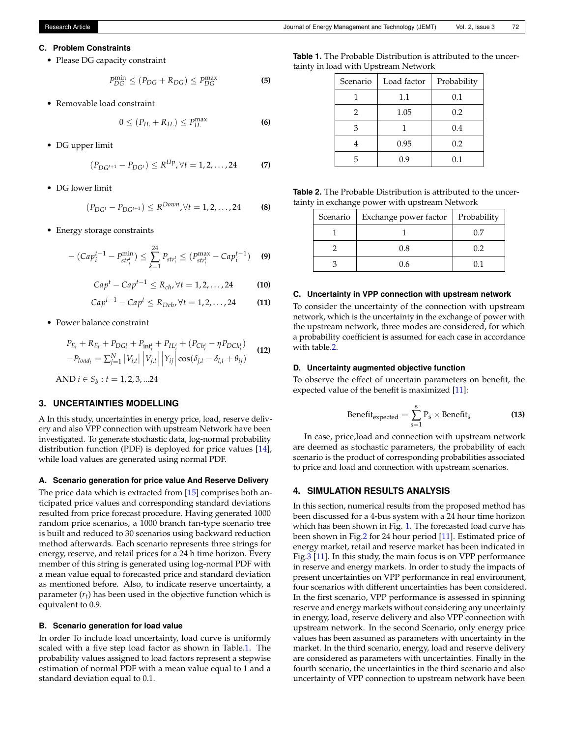### C. Problem Constraints

- Please DG capacity constraint

$$P_{DG}^{\min} \leq (P_{DG} + R_{DG}) \leq P_{DG}^{\max} \tag{5}$$

- Removable load constraint

$$0 \leq (P_{IL} + R_{IL}) \leq P_{IL}^{\max} \tag{6}$$

- DG upper limit

$$(P_{DG^{t+1}} - P_{DG^{t}}) \leq R^{Up}, \forall t = 1, 2, \ldots, 24 \tag{7}$$

- DG lower limit

$$(P_{DG^{t}} - P_{DG^{t+1}}) \leq R^{Down}, \forall t = 1, 2, \ldots, 24 \tag{8}$$

- Energy storage constraints

$$-(Cap_i^{t-1} - P_{str_i^t}^{\min}) \leq \sum_{k=1}^{24} P_{str_i^t} \leq (P_{str_i^t}^{\max} - Cap_i^{t-1}) \tag{9}$$

$$Cap^t - Cap^{t-1} \leq R_{ch}, \forall t = 1, 2, \ldots, 24 \tag{10}$$

$$Cap^{t-1} - Cap^t \leq R_{Dch}, \forall t = 1, 2, \ldots, 24 \tag{11}$$

- Power balance constraint

$$\begin{aligned} &P_{E_t} + R_{E_t} + P_{DG_i^t} + P_{\text{int}_i^t} + P_{IL_i^t} + (P_{Ch_i^t} - \eta P_{DCh_i^t}) \\ &- P_{load_t} = \textstyle\sum_{j=1}^{N} \left|V_{i,t}\right| \left|V_{j,t}\right| \left|Y_{ij}\right| \cos(\delta_{j,t} - \delta_{i,t} + \theta_{ij}) \end{aligned} \tag{12}$$

AND $i \in S_b : t = 1, 2, 3, \ldots 24$

## 3. UNCERTAINTIES MODELLING

A In this study, uncertainties in energy price, load, reserve delivery and also VPP connection with upstream Network have been investigated. To generate stochastic data, log-normal probability distribution function (PDF) is deployed for price values [14], while load values are generated using normal PDF.

### A. Scenario generation for price value And Reserve Delivery

The price data which is extracted from [15] comprises both anticipated price values and corresponding standard deviations resulted from price forecast procedure. Having generated 1000 random price scenarios, a 1000 branch fan-type scenario tree is built and reduced to 30 scenarios using backward reduction method afterwards. Each scenario represents three strings for energy, reserve, and retail prices for a 24 h time horizon. Every member of this string is generated using log-normal PDF with a mean value equal to forecasted price and standard deviation as mentioned before. Also, to indicate reserve uncertainty, a parameter ($r_t$) has been used in the objective function which is equivalent to 0.9.

### B. Scenario generation for load value

In order To include load uncertainty, load curve is uniformly scaled with a five step load factor as shown in Table.1. The probability values assigned to load factors represent a stepwise estimation of normal PDF with a mean value equal to 1 and a standard deviation equal to 0.1.

**Table 1.** The Probable Distribution is attributed to the uncertainty in load with Upstream Network

| Scenario | Load factor | Probability |
|---|---|---|
| 1 | 1.1 | 0.1 |
| 2 | 1.05 | 0.2 |
| 3 | 1 | 0.4 |
| 4 | 0.95 | 0.2 |
| 5 | 0.9 | 0.1 |

**Table 2.** The Probable Distribution is attributed to the uncertainty in exchange power with upstream Network

| Scenario | Exchange power factor | Probability |
|---|---|---|
| 1 | 1 | 0.7 |
| 2 | 0.8 | 0.2 |
| 3 | 0.6 | 0.1 |

### C. Uncertainty in VPP connection with upstream network

To consider the uncertainty of the connection with upstream network, which is the uncertainty in the exchange of power with the upstream network, three modes are considered, for which a probability coefficient is assumed for each case in accordance with table.2.

### D. Uncertainty augmented objective function

To observe the effect of uncertain parameters on benefit, the expected value of the benefit is maximized [11]:

$$\text{Benefit}_{\text{expected}} = \sum_{s=1}^{s} P_s \times \text{Benefit}_s \tag{13}$$

In case, price,load and connection with upstream network are deemed as stochastic parameters, the probability of each scenario is the product of corresponding probabilities associated to price and load and connection with upstream scenarios.

## 4. SIMULATION RESULTS ANALYSIS

In this section, numerical results from the proposed method has been discussed for a 4-bus system with a 24 hour time horizon which has been shown in Fig. 1. The forecasted load curve has been shown in Fig.2 for 24 hour period [11]. Estimated price of energy market, retail and reserve market has been indicated in Fig.3 [11]. In this study, the main focus is on VPP performance in reserve and energy markets. In order to study the impacts of present uncertainties on VPP performance in real environment, four scenarios with different uncertainties has been considered. In the first scenario, VPP performance is assessed in spinning reserve and energy markets without considering any uncertainty in energy, load, reserve delivery and also VPP connection with upstream network. In the second Scenario, only energy price values has been assumed as parameters with uncertainty in the market. In the third scenario, energy, load and reserve delivery are considered as parameters with uncertainties. Finally in the fourth scenario, the uncertainties in the third scenario and also uncertainty of VPP connection to upstream network have been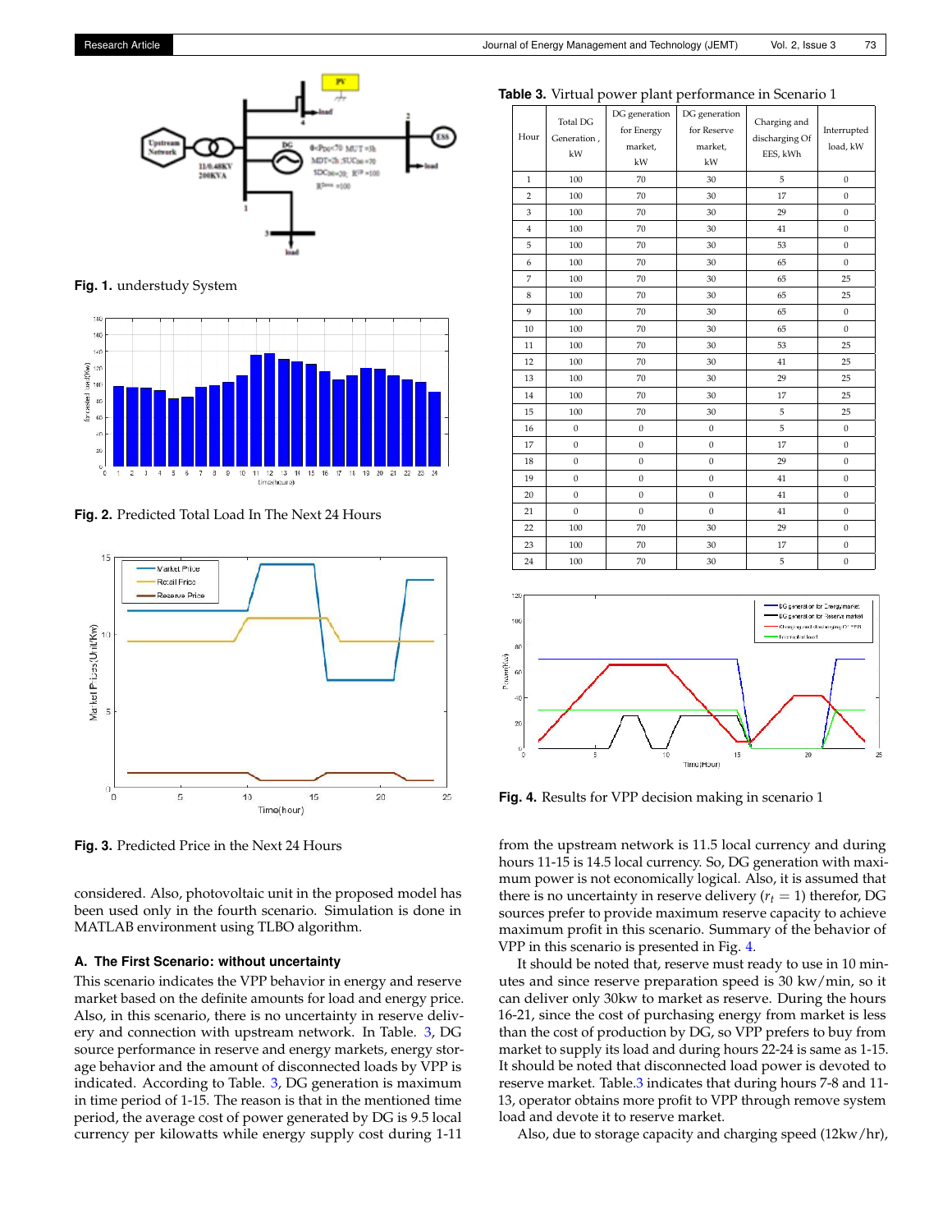Fig. 1. understudy System

Fig. 2. Predicted Total Load In The Next 24 Hours

Fig. 3. Predicted Price in the Next 24 Hours

considered. Also, photovoltaic unit in the proposed model has been used only in the fourth scenario. Simulation is done in MATLAB environment using TLBO algorithm.

### A. The First Scenario: without uncertainty

This scenario indicates the VPP behavior in energy and reserve market based on the definite amounts for load and energy price. Also, in this scenario, there is no uncertainty in reserve delivery and connection with upstream network. In Table. 3, DG source performance in reserve and energy markets, energy storage behavior and the amount of disconnected loads by VPP is indicated. According to Table. 3, DG generation is maximum in time period of 1-15. The reason is that in the mentioned time period, the average cost of power generated by DG is 9.5 local currency per kilowatts while energy supply cost during 1-11 from the upstream network is 11.5 local currency and during hours 11-15 is 14.5 local currency. So, DG generation with maximum power is not economically logical. Also, it is assumed that there is no uncertainty in reserve delivery ($r_t = 1$) therefor, DG sources prefer to provide maximum reserve capacity to achieve maximum profit in this scenario. Summary of the behavior of VPP in this scenario is presented in Fig. 4.

**Table 3.** Virtual power plant performance in Scenario 1

| Hour | Total DG Generation , kW | DG generation for Energy market, kW | DG generation for Reserve market, kW | Charging and discharging Of EES, kWh | Interrupted load, kW |
|---|---|---|---|---|---|
| 1 | 100 | 70 | 30 | 5 | 0 |
| 2 | 100 | 70 | 30 | 17 | 0 |
| 3 | 100 | 70 | 30 | 29 | 0 |
| 4 | 100 | 70 | 30 | 41 | 0 |
| 5 | 100 | 70 | 30 | 53 | 0 |
| 6 | 100 | 70 | 30 | 65 | 0 |
| 7 | 100 | 70 | 30 | 65 | 25 |
| 8 | 100 | 70 | 30 | 65 | 25 |
| 9 | 100 | 70 | 30 | 65 | 0 |
| 10 | 100 | 70 | 30 | 65 | 0 |
| 11 | 100 | 70 | 30 | 53 | 25 |
| 12 | 100 | 70 | 30 | 41 | 25 |
| 13 | 100 | 70 | 30 | 29 | 25 |
| 14 | 100 | 70 | 30 | 17 | 25 |
| 15 | 100 | 70 | 30 | 5 | 25 |
| 16 | 0 | 0 | 0 | 5 | 0 |
| 17 | 0 | 0 | 0 | 17 | 0 |
| 18 | 0 | 0 | 0 | 29 | 0 |
| 19 | 0 | 0 | 0 | 41 | 0 |
| 20 | 0 | 0 | 0 | 41 | 0 |
| 21 | 0 | 0 | 0 | 41 | 0 |
| 22 | 100 | 70 | 30 | 29 | 0 |
| 23 | 100 | 70 | 30 | 17 | 0 |
| 24 | 100 | 70 | 30 | 5 | 0 |

Fig. 4. Results for VPP decision making in scenario 1

It should be noted that, reserve must ready to use in 10 minutes and since reserve preparation speed is 30 kw/min, so it can deliver only 30kw to market as reserve. During the hours 16-21, since the cost of purchasing energy from market is less than the cost of production by DG, so VPP prefers to buy from market to supply its load and during hours 22-24 is same as 1-15. It should be noted that disconnected load power is devoted to reserve market. Table.3 indicates that during hours 7-8 and 11-13, operator obtains more profit to VPP through remove system load and devote it to reserve market.

Also, due to storage capacity and charging speed (12kw/hr),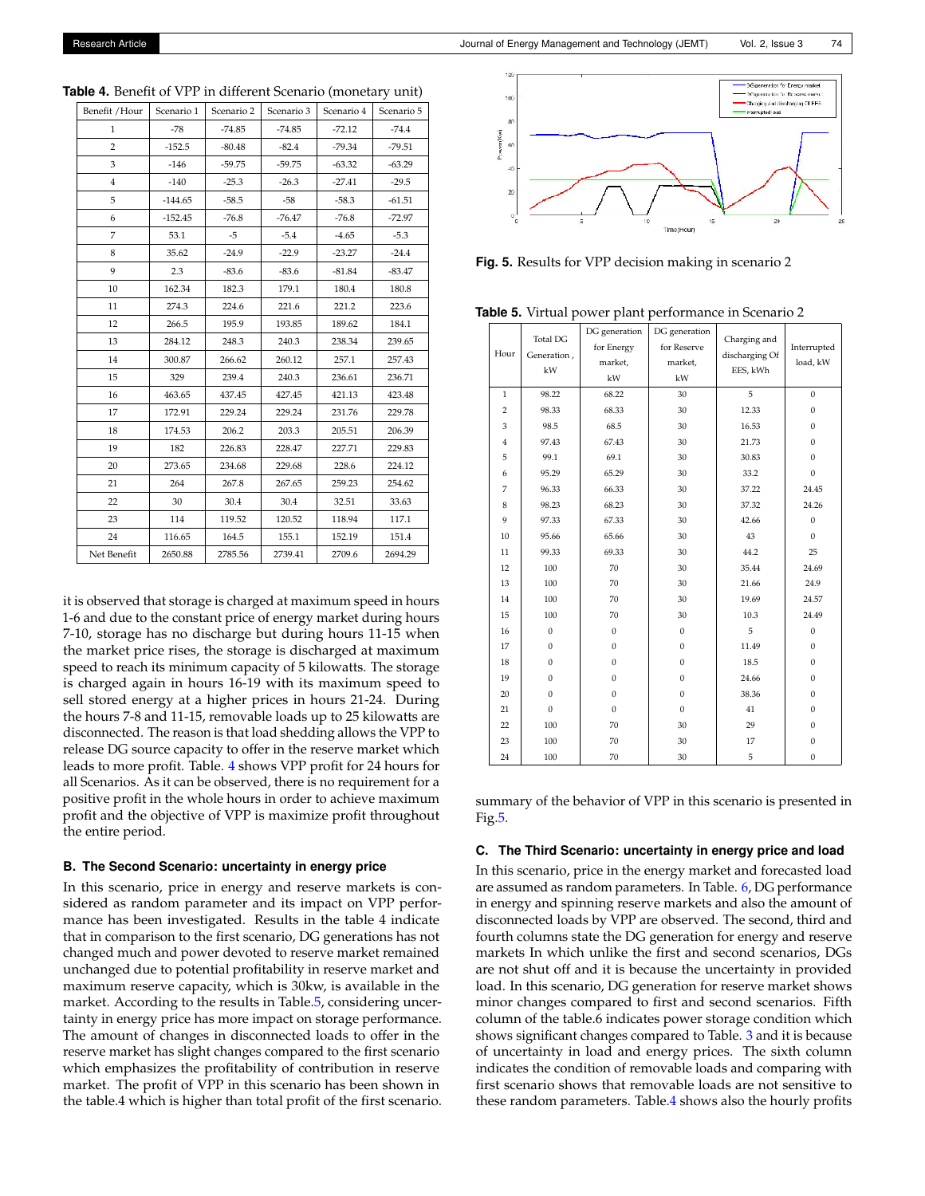**Table 4.** Benefit of VPP in different Scenario (monetary unit)

| Benefit /Hour | Scenario 1 | Scenario 2 | Scenario 3 | Scenario 4 | Scenario 5 |
|---|---|---|---|---|---|
| 1 | -78 | -74.85 | -74.85 | -72.12 | -74.4 |
| 2 | -152.5 | -80.48 | -82.4 | -79.34 | -79.51 |
| 3 | -146 | -59.75 | -59.75 | -63.32 | -63.29 |
| 4 | -140 | -25.3 | -26.3 | -27.41 | -29.5 |
| 5 | -144.65 | -58.5 | -58 | -58.3 | -61.51 |
| 6 | -152.45 | -76.8 | -76.47 | -76.8 | -72.97 |
| 7 | 53.1 | -5 | -5.4 | -4.65 | -5.3 |
| 8 | 35.62 | -24.9 | -22.9 | -23.27 | -24.4 |
| 9 | 2.3 | -83.6 | -83.6 | -81.84 | -83.47 |
| 10 | 162.34 | 182.3 | 179.1 | 180.4 | 180.8 |
| 11 | 274.3 | 224.6 | 221.6 | 221.2 | 223.6 |
| 12 | 266.5 | 195.9 | 193.85 | 189.62 | 184.1 |
| 13 | 284.12 | 248.3 | 240.3 | 238.34 | 239.65 |
| 14 | 300.87 | 266.62 | 260.12 | 257.1 | 257.43 |
| 15 | 329 | 239.4 | 240.3 | 236.61 | 236.71 |
| 16 | 463.65 | 437.45 | 427.45 | 421.13 | 423.48 |
| 17 | 172.91 | 229.24 | 229.24 | 231.76 | 229.78 |
| 18 | 174.53 | 206.2 | 203.3 | 205.51 | 206.39 |
| 19 | 182 | 226.83 | 228.47 | 227.71 | 229.83 |
| 20 | 273.65 | 234.68 | 229.68 | 228.6 | 224.12 |
| 21 | 264 | 267.8 | 267.65 | 259.23 | 254.62 |
| 22 | 30 | 30.4 | 30.4 | 32.51 | 33.63 |
| 23 | 114 | 119.52 | 120.52 | 118.94 | 117.1 |
| 24 | 116.65 | 164.5 | 155.1 | 152.19 | 151.4 |
| Net Benefit | 2650.88 | 2785.56 | 2739.41 | 2709.6 | 2694.29 |

it is observed that storage is charged at maximum speed in hours 1-6 and due to the constant price of energy market during hours 7-10, storage has no discharge but during hours 11-15 when the market price rises, the storage is discharged at maximum speed to reach its minimum capacity of 5 kilowatts. The storage is charged again in hours 16-19 with its maximum speed to sell stored energy at a higher prices in hours 21-24. During the hours 7-8 and 11-15, removable loads up to 25 kilowatts are disconnected. The reason is that load shedding allows the VPP to release DG source capacity to offer in the reserve market which leads to more profit. Table. 4 shows VPP profit for 24 hours for all Scenarios. As it can be observed, there is no requirement for a positive profit in the whole hours in order to achieve maximum profit and the objective of VPP is maximize profit throughout the entire period.

### B. The Second Scenario: uncertainty in energy price

In this scenario, price in energy and reserve markets is considered as random parameter and its impact on VPP performance has been investigated. Results in the table 4 indicate that in comparison to the first scenario, DG generations has not changed much and power devoted to reserve market remained unchanged due to potential profitability in reserve market and maximum reserve capacity, which is 30kw, is available in the market. According to the results in Table.5, considering uncertainty in energy price has more impact on storage performance. The amount of changes in disconnected loads to offer in the reserve market has slight changes compared to the first scenario which emphasizes the profitability of contribution in reserve market. The profit of VPP in this scenario has been shown in the table.4 which is higher than total profit of the first scenario.

**Fig. 5.** Results for VPP decision making in scenario 2

**Table 5.** Virtual power plant performance in Scenario 2

| Hour | Total DG Generation , kW | DG generation for Energy market, kW | DG generation for Reserve market, kW | Charging and discharging Of EES, kWh | Interrupted load, kW |
|---|---|---|---|---|---|
| 1 | 98.22 | 68.22 | 30 | 5 | 0 |
| 2 | 98.33 | 68.33 | 30 | 12.33 | 0 |
| 3 | 98.5 | 68.5 | 30 | 16.53 | 0 |
| 4 | 97.43 | 67.43 | 30 | 21.73 | 0 |
| 5 | 99.1 | 69.1 | 30 | 30.83 | 0 |
| 6 | 95.29 | 65.29 | 30 | 33.2 | 0 |
| 7 | 96.33 | 66.33 | 30 | 37.22 | 24.45 |
| 8 | 98.23 | 68.23 | 30 | 37.32 | 24.26 |
| 9 | 97.33 | 67.33 | 30 | 42.66 | 0 |
| 10 | 95.66 | 65.66 | 30 | 43 | 0 |
| 11 | 99.33 | 69.33 | 30 | 44.2 | 25 |
| 12 | 100 | 70 | 30 | 35.44 | 24.69 |
| 13 | 100 | 70 | 30 | 21.66 | 24.9 |
| 14 | 100 | 70 | 30 | 19.69 | 24.57 |
| 15 | 100 | 70 | 30 | 10.3 | 24.49 |
| 16 | 0 | 0 | 0 | 5 | 0 |
| 17 | 0 | 0 | 0 | 11.49 | 0 |
| 18 | 0 | 0 | 0 | 18.5 | 0 |
| 19 | 0 | 0 | 0 | 24.66 | 0 |
| 20 | 0 | 0 | 0 | 38.36 | 0 |
| 21 | 0 | 0 | 0 | 41 | 0 |
| 22 | 100 | 70 | 30 | 29 | 0 |
| 23 | 100 | 70 | 30 | 17 | 0 |
| 24 | 100 | 70 | 30 | 5 | 0 |

summary of the behavior of VPP in this scenario is presented in Fig.5.

### C. The Third Scenario: uncertainty in energy price and load

In this scenario, price in the energy market and forecasted load are assumed as random parameters. In Table. 6, DG performance in energy and spinning reserve markets and also the amount of disconnected loads by VPP are observed. The second, third and fourth columns state the DG generation for energy and reserve markets In which unlike the first and second scenarios, DGs are not shut off and it is because the uncertainty in provided load. In this scenario, DG generation for reserve market shows minor changes compared to first and second scenarios. Fifth column of the table.6 indicates power storage condition which shows significant changes compared to Table. 3 and it is because of uncertainty in load and energy prices. The sixth column indicates the condition of removable loads and comparing with first scenario shows that removable loads are not sensitive to these random parameters. Table.4 shows also the hourly profits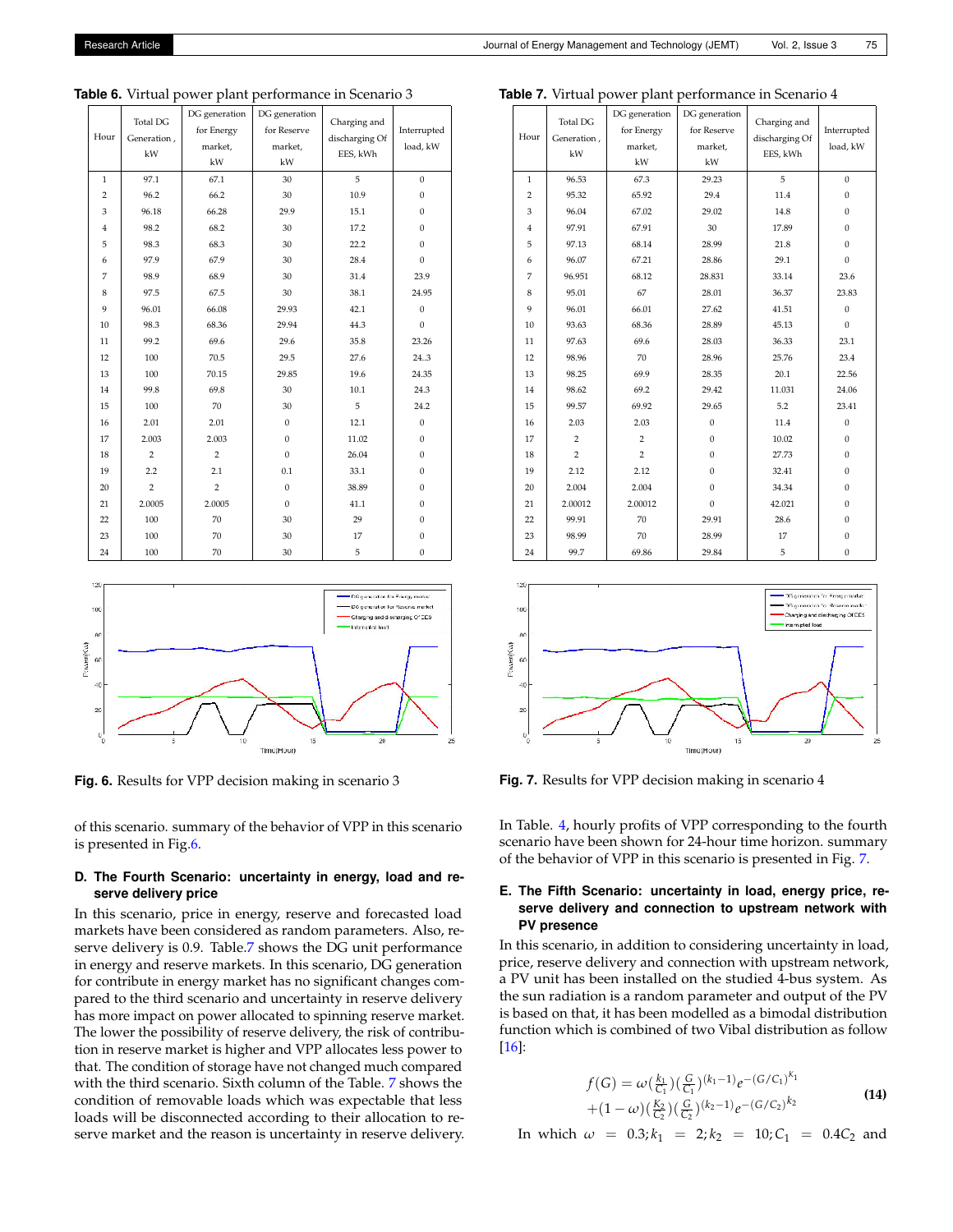**Table 6.** Virtual power plant performance in Scenario 3

| Hour | Total DG Generation , kW | DG generation for Energy market, kW | DG generation for Reserve market, kW | Charging and discharging Of EES, kWh | Interrupted load, kW |
|---|---|---|---|---|---|
| 1 | 97.1 | 67.1 | 30 | 5 | 0 |
| 2 | 96.2 | 66.2 | 30 | 10.9 | 0 |
| 3 | 96.18 | 66.28 | 29.9 | 15.1 | 0 |
| 4 | 98.2 | 68.2 | 30 | 17.2 | 0 |
| 5 | 98.3 | 68.3 | 30 | 22.2 | 0 |
| 6 | 97.9 | 67.9 | 30 | 28.4 | 0 |
| 7 | 98.9 | 68.9 | 30 | 31.4 | 23.9 |
| 8 | 97.5 | 67.5 | 30 | 38.1 | 24.95 |
| 9 | 96.01 | 66.08 | 29.93 | 42.1 | 0 |
| 10 | 98.3 | 68.36 | 29.94 | 44.3 | 0 |
| 11 | 99.2 | 69.6 | 29.6 | 35.8 | 23.26 |
| 12 | 100 | 70.5 | 29.5 | 27.6 | 24..3 |
| 13 | 100 | 70.15 | 29.85 | 19.6 | 24.35 |
| 14 | 99.8 | 69.8 | 30 | 10.1 | 24.3 |
| 15 | 100 | 70 | 30 | 5 | 24.2 |
| 16 | 2.01 | 2.01 | 0 | 12.1 | 0 |
| 17 | 2.003 | 2.003 | 0 | 11.02 | 0 |
| 18 | 2 | 2 | 0 | 26.04 | 0 |
| 19 | 2.2 | 2.1 | 0.1 | 33.1 | 0 |
| 20 | 2 | 2 | 0 | 38.89 | 0 |
| 21 | 2.0005 | 2.0005 | 0 | 41.1 | 0 |
| 22 | 100 | 70 | 30 | 29 | 0 |
| 23 | 100 | 70 | 30 | 17 | 0 |
| 24 | 100 | 70 | 30 | 5 | 0 |

**Fig. 6.** Results for VPP decision making in scenario 3

of this scenario. summary of the behavior of VPP in this scenario is presented in Fig.6.

### D. The Fourth Scenario: uncertainty in energy, load and reserve delivery price

In this scenario, price in energy, reserve and forecasted load markets have been considered as random parameters. Also, reserve delivery is 0.9. Table.7 shows the DG unit performance in energy and reserve markets. In this scenario, DG generation for contribute in energy market has no significant changes compared to the third scenario and uncertainty in reserve delivery has more impact on power allocated to spinning reserve market. The lower the possibility of reserve delivery, the risk of contribution in reserve market is higher and VPP allocates less power to that. The condition of storage have not changed much compared with the third scenario. Sixth column of the Table. 7 shows the condition of removable loads which was expectable that less loads will be disconnected according to their allocation to reserve market and the reason is uncertainty in reserve delivery.

**Table 7.** Virtual power plant performance in Scenario 4

| Hour | Total DG Generation , kW | DG generation for Energy market, kW | DG generation for Reserve market, kW | Charging and discharging Of EES, kWh | Interrupted load, kW |
|---|---|---|---|---|---|
| 1 | 96.53 | 67.3 | 29.23 | 5 | 0 |
| 2 | 95.32 | 65.92 | 29.4 | 11.4 | 0 |
| 3 | 96.04 | 67.02 | 29.02 | 14.8 | 0 |
| 4 | 97.91 | 67.91 | 30 | 17.89 | 0 |
| 5 | 97.13 | 68.14 | 28.99 | 21.8 | 0 |
| 6 | 96.07 | 67.21 | 28.86 | 29.1 | 0 |
| 7 | 96.951 | 68.12 | 28.831 | 33.14 | 23.6 |
| 8 | 95.01 | 67 | 28.01 | 36.37 | 23.83 |
| 9 | 96.01 | 66.01 | 27.62 | 41.51 | 0 |
| 10 | 93.63 | 68.36 | 28.89 | 45.13 | 0 |
| 11 | 97.63 | 69.6 | 28.03 | 36.33 | 23.1 |
| 12 | 98.96 | 70 | 28.96 | 25.76 | 23.4 |
| 13 | 98.25 | 69.9 | 28.35 | 20.1 | 22.56 |
| 14 | 98.62 | 69.2 | 29.42 | 11.031 | 24.06 |
| 15 | 99.57 | 69.92 | 29.65 | 5.2 | 23.41 |
| 16 | 2.03 | 2.03 | 0 | 11.4 | 0 |
| 17 | 2 | 2 | 0 | 10.02 | 0 |
| 18 | 2 | 2 | 0 | 27.73 | 0 |
| 19 | 2.12 | 2.12 | 0 | 32.41 | 0 |
| 20 | 2.004 | 2.004 | 0 | 34.34 | 0 |
| 21 | 2.00012 | 2.00012 | 0 | 42.021 | 0 |
| 22 | 99.91 | 70 | 29.91 | 28.6 | 0 |
| 23 | 98.99 | 70 | 28.99 | 17 | 0 |
| 24 | 99.7 | 69.86 | 29.84 | 5 | 0 |

**Fig. 7.** Results for VPP decision making in scenario 4

In Table. 4, hourly profits of VPP corresponding to the fourth scenario have been shown for 24-hour time horizon. summary of the behavior of VPP in this scenario is presented in Fig. 7.

### E. The Fifth Scenario: uncertainty in load, energy price, reserve delivery and connection to upstream network with PV presence

In this scenario, in addition to considering uncertainty in load, price, reserve delivery and connection with upstream network, a PV unit has been installed on the studied 4-bus system. As the sun radiation is a random parameter and output of the PV is based on that, it has been modelled as a bimodal distribution function which is combined of two Vibal distribution as follow [16]:

$$f(G) = \omega(\tfrac{k_1}{C_1})(\tfrac{G}{C_1})^{(k_1-1)}e^{-(G/C_1)^{K_1}} + (1-\omega)(\tfrac{K_2}{C_2})(\tfrac{G}{C_2})^{(k_2-1)}e^{-(G/C_2)^{k_2}} \quad (14)$$

In which $\omega = 0.3; k_1 = 2; k_2 = 10; C_1 = 0.4C_2$ and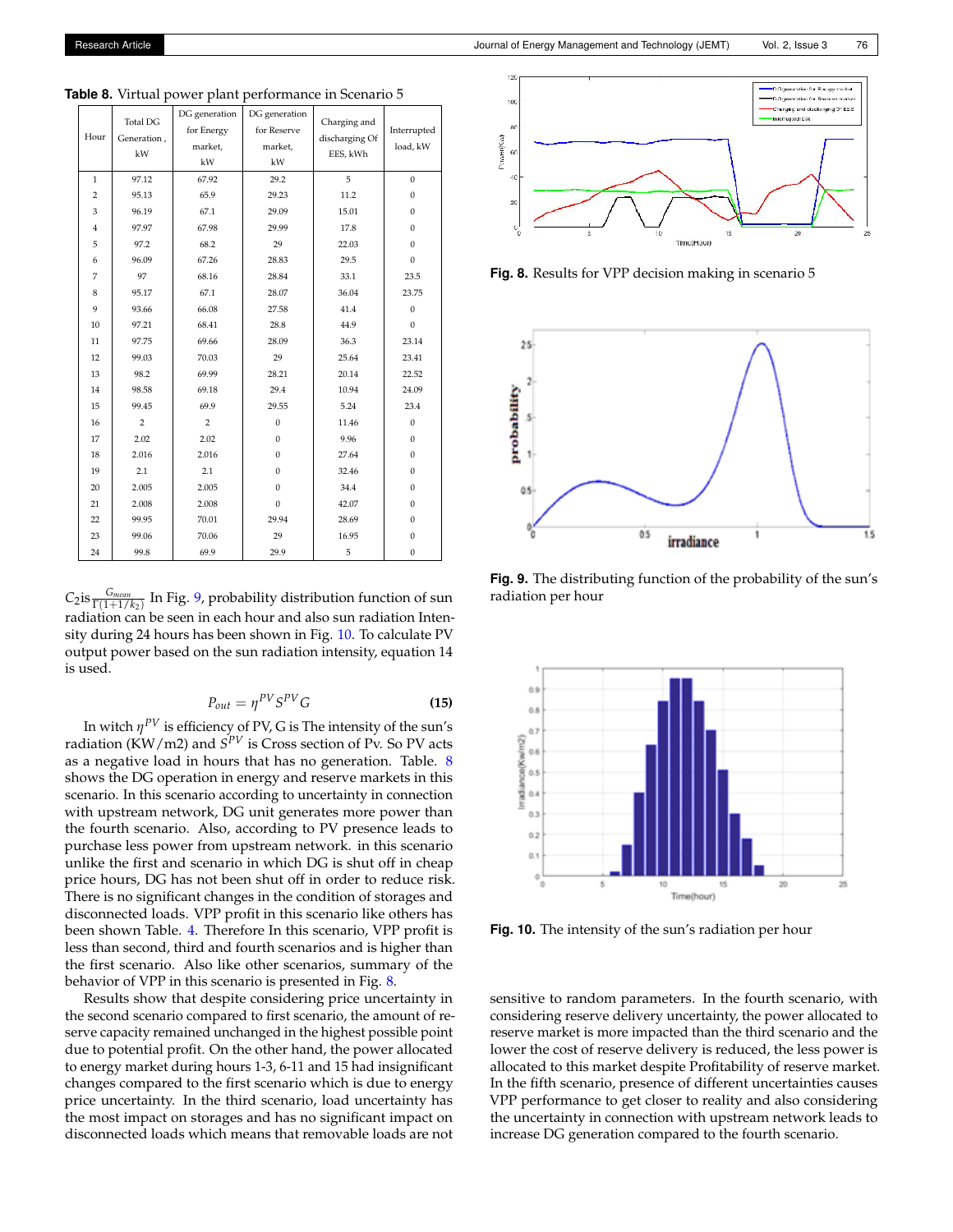**Table 8.** Virtual power plant performance in Scenario 5

| Hour | Total DG Generation , kW | DG generation for Energy market, kW | DG generation for Reserve market, kW | Charging and discharging Of EES, kWh | Interrupted load, kW |
|---|---|---|---|---|---|
| 1 | 97.12 | 67.92 | 29.2 | 5 | 0 |
| 2 | 95.13 | 65.9 | 29.23 | 11.2 | 0 |
| 3 | 96.19 | 67.1 | 29.09 | 15.01 | 0 |
| 4 | 97.97 | 67.98 | 29.99 | 17.8 | 0 |
| 5 | 97.2 | 68.2 | 29 | 22.03 | 0 |
| 6 | 96.09 | 67.26 | 28.83 | 29.5 | 0 |
| 7 | 97 | 68.16 | 28.84 | 33.1 | 23.5 |
| 8 | 95.17 | 67.1 | 28.07 | 36.04 | 23.75 |
| 9 | 93.66 | 66.08 | 27.58 | 41.4 | 0 |
| 10 | 97.21 | 68.41 | 28.8 | 44.9 | 0 |
| 11 | 97.75 | 69.66 | 28.09 | 36.3 | 23.14 |
| 12 | 99.03 | 70.03 | 29 | 25.64 | 23.41 |
| 13 | 98.2 | 69.99 | 28.21 | 20.14 | 22.52 |
| 14 | 98.58 | 69.18 | 29.4 | 10.94 | 24.09 |
| 15 | 99.45 | 69.9 | 29.55 | 5.24 | 23.4 |
| 16 | 2 | 2 | 0 | 11.46 | 0 |
| 17 | 2.02 | 2.02 | 0 | 9.96 | 0 |
| 18 | 2.016 | 2.016 | 0 | 27.64 | 0 |
| 19 | 2.1 | 2.1 | 0 | 32.46 | 0 |
| 20 | 2.005 | 2.005 | 0 | 34.4 | 0 |
| 21 | 2.008 | 2.008 | 0 | 42.07 | 0 |
| 22 | 99.95 | 70.01 | 29.94 | 28.69 | 0 |
| 23 | 99.06 | 70.06 | 29 | 16.95 | 0 |
| 24 | 99.8 | 69.9 | 29.9 | 5 | 0 |

$C_2$ is $\frac{G_{mean}}{\Gamma(1+1/k_2)}$ In Fig. 9, probability distribution function of sun radiation can be seen in each hour and also sun radiation Intensity during 24 hours has been shown in Fig. 10. To calculate PV output power based on the sun radiation intensity, equation 14 is used.

$$P_{out} = \eta^{PV} S^{PV} G \tag{15}$$

In witch $\eta^{PV}$ is efficiency of PV, G is The intensity of the sun's radiation (KW/m2) and $S^{PV}$ is Cross section of Pv. So PV acts as a negative load in hours that has no generation. Table. 8 shows the DG operation in energy and reserve markets in this scenario. In this scenario according to uncertainty in connection with upstream network, DG unit generates more power than the fourth scenario. Also, according to PV presence leads to purchase less power from upstream network. in this scenario unlike the first and scenario in which DG is shut off in cheap price hours, DG has not been shut off in order to reduce risk. There is no significant changes in the condition of storages and disconnected loads. VPP profit in this scenario like others has been shown Table. 4. Therefore In this scenario, VPP profit is less than second, third and fourth scenarios and is higher than the first scenario. Also like other scenarios, summary of the behavior of VPP in this scenario is presented in Fig. 8.

Results show that despite considering price uncertainty in the second scenario compared to first scenario, the amount of reserve capacity remained unchanged in the highest possible point due to potential profit. On the other hand, the power allocated to energy market during hours 1-3, 6-11 and 15 had insignificant changes compared to the first scenario which is due to energy price uncertainty. In the third scenario, load uncertainty has the most impact on storages and has no significant impact on disconnected loads which means that removable loads are not sensitive to random parameters. In the fourth scenario, with considering reserve delivery uncertainty, the power allocated to reserve market is more impacted than the third scenario and the lower the cost of reserve delivery is reduced, the less power is allocated to this market despite Profitability of reserve market. In the fifth scenario, presence of different uncertainties causes VPP performance to get closer to reality and also considering the uncertainty in connection with upstream network leads to increase DG generation compared to the fourth scenario.

**Fig. 8.** Results for VPP decision making in scenario 5

**Fig. 9.** The distributing function of the probability of the sun's radiation per hour

**Fig. 10.** The intensity of the sun's radiation per hour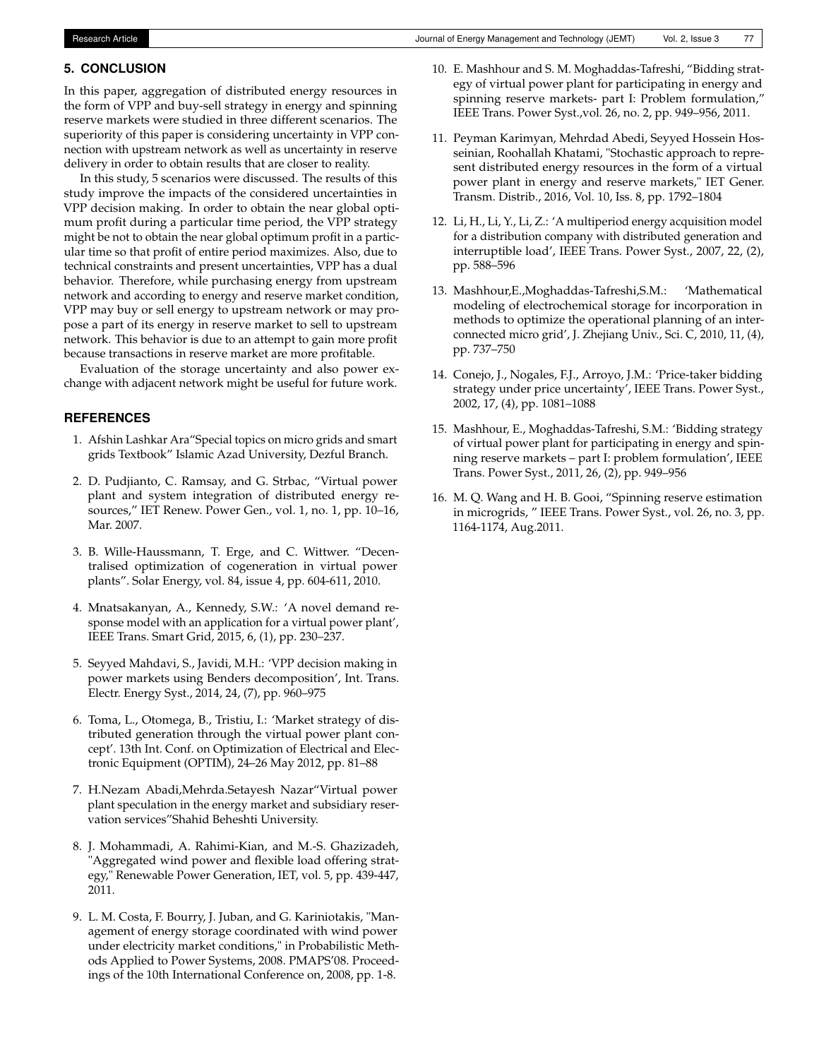## 5. CONCLUSION

In this paper, aggregation of distributed energy resources in the form of VPP and buy-sell strategy in energy and spinning reserve markets were studied in three different scenarios. The superiority of this paper is considering uncertainty in VPP connection with upstream network as well as uncertainty in reserve delivery in order to obtain results that are closer to reality.

In this study, 5 scenarios were discussed. The results of this study improve the impacts of the considered uncertainties in VPP decision making. In order to obtain the near global optimum profit during a particular time period, the VPP strategy might be not to obtain the near global optimum profit in a particular time so that profit of entire period maximizes. Also, due to technical constraints and present uncertainties, VPP has a dual behavior. Therefore, while purchasing energy from upstream network and according to energy and reserve market condition, VPP may buy or sell energy to upstream network or may propose a part of its energy in reserve market to sell to upstream network. This behavior is due to an attempt to gain more profit because transactions in reserve market are more profitable.

Evaluation of the storage uncertainty and also power exchange with adjacent network might be useful for future work.

## REFERENCES

1. Afshin Lashkar Ara"Special topics on micro grids and smart grids Textbook" Islamic Azad University, Dezful Branch.
2. D. Pudjianto, C. Ramsay, and G. Strbac, "Virtual power plant and system integration of distributed energy resources," IET Renew. Power Gen., vol. 1, no. 1, pp. 10–16, Mar. 2007.
3. B. Wille-Haussmann, T. Erge, and C. Wittwer. "Decentralised optimization of cogeneration in virtual power plants". Solar Energy, vol. 84, issue 4, pp. 604-611, 2010.
4. Mnatsakanyan, A., Kennedy, S.W.: 'A novel demand response model with an application for a virtual power plant', IEEE Trans. Smart Grid, 2015, 6, (1), pp. 230–237.
5. Seyyed Mahdavi, S., Javidi, M.H.: 'VPP decision making in power markets using Benders decomposition', Int. Trans. Electr. Energy Syst., 2014, 24, (7), pp. 960–975
6. Toma, L., Otomega, B., Tristiu, I.: 'Market strategy of distributed generation through the virtual power plant concept'. 13th Int. Conf. on Optimization of Electrical and Electronic Equipment (OPTIM), 24–26 May 2012, pp. 81–88
7. H.Nezam Abadi,Mehrda.Setayesh Nazar"Virtual power plant speculation in the energy market and subsidiary reservation services"Shahid Beheshti University.
8. J. Mohammadi, A. Rahimi-Kian, and M.-S. Ghazizadeh, "Aggregated wind power and flexible load offering strategy," Renewable Power Generation, IET, vol. 5, pp. 439-447, 2011.
9. L. M. Costa, F. Bourry, J. Juban, and G. Kariniotakis, "Management of energy storage coordinated with wind power under electricity market conditions," in Probabilistic Methods Applied to Power Systems, 2008. PMAPS'08. Proceedings of the 10th International Conference on, 2008, pp. 1-8.
10. E. Mashhour and S. M. Moghaddas-Tafreshi, "Bidding strategy of virtual power plant for participating in energy and spinning reserve markets- part I: Problem formulation," IEEE Trans. Power Syst.,vol. 26, no. 2, pp. 949–956, 2011.
11. Peyman Karimyan, Mehrdad Abedi, Seyyed Hossein Hosseinian, Roohallah Khatami, "Stochastic approach to represent distributed energy resources in the form of a virtual power plant in energy and reserve markets," IET Gener. Transm. Distrib., 2016, Vol. 10, Iss. 8, pp. 1792–1804
12. Li, H., Li, Y., Li, Z.: 'A multiperiod energy acquisition model for a distribution company with distributed generation and interruptible load', IEEE Trans. Power Syst., 2007, 22, (2), pp. 588–596
13. Mashhour,E.,Moghaddas-Tafreshi,S.M.: 'Mathematical modeling of electrochemical storage for incorporation in methods to optimize the operational planning of an interconnected micro grid', J. Zhejiang Univ., Sci. C, 2010, 11, (4), pp. 737–750
14. Conejo, J., Nogales, F.J., Arroyo, J.M.: 'Price-taker bidding strategy under price uncertainty', IEEE Trans. Power Syst., 2002, 17, (4), pp. 1081–1088
15. Mashhour, E., Moghaddas-Tafreshi, S.M.: 'Bidding strategy of virtual power plant for participating in energy and spinning reserve markets – part I: problem formulation', IEEE Trans. Power Syst., 2011, 26, (2), pp. 949–956
16. M. Q. Wang and H. B. Gooi, "Spinning reserve estimation in microgrids, " IEEE Trans. Power Syst., vol. 26, no. 3, pp. 1164-1174, Aug.2011.